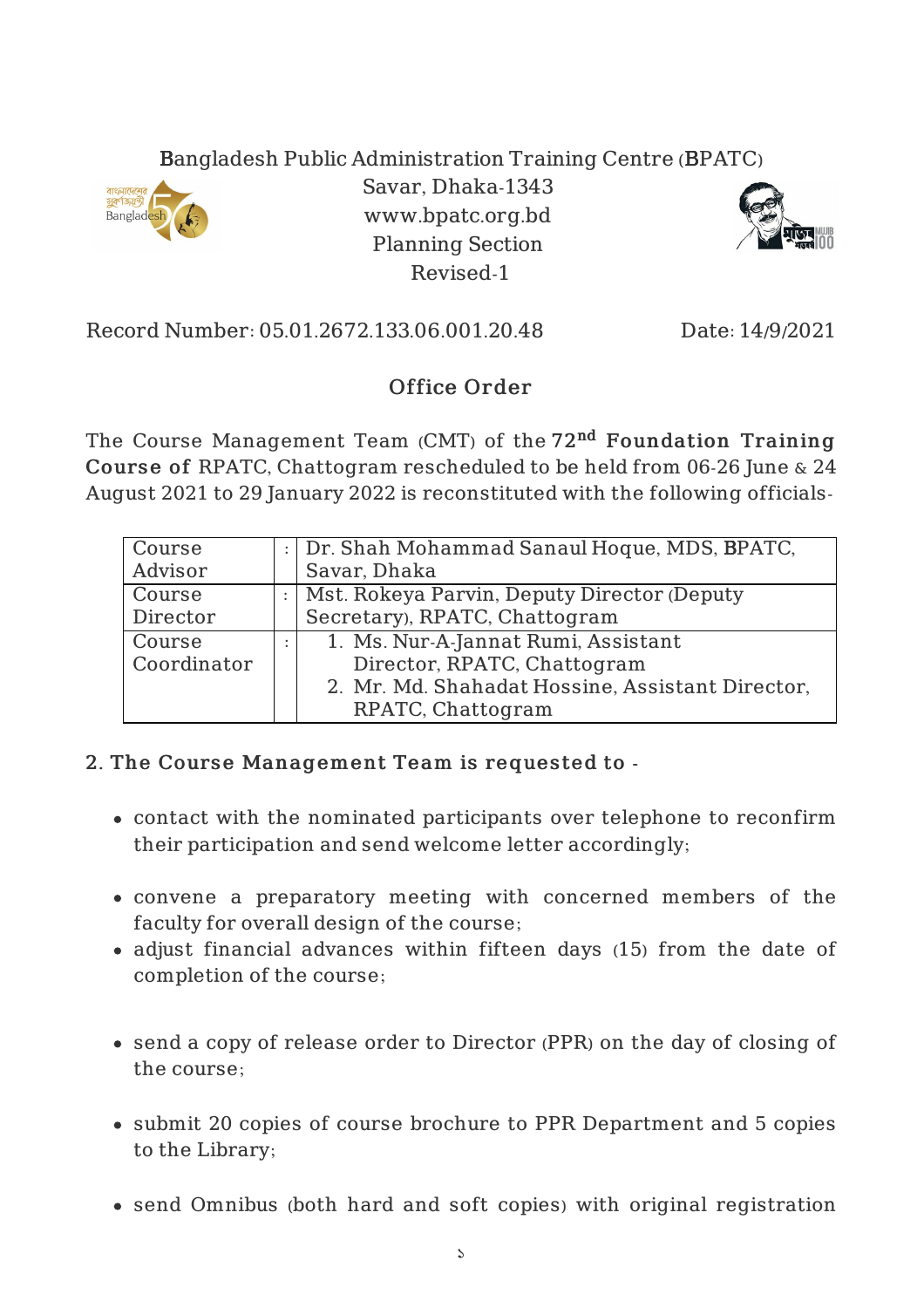Bangladesh Public Administration Training Centre (BPATC)
Savar, Dhaka-1343
www.bpatc.org.bd
Planning Section
Revised-1

Record Number: 05.01.2672.133.06.001.20.48 Date: 14/9/2021

## Office Order

The Course Management Team (CMT) of the 72nd **Foundation Training Course of** RPATC, Chattogram rescheduled to be held from 06-26 June & 24 August 2021 to 29 January 2022 is reconstituted with the following officials-

| Course Advisor | : | Dr. Shah Mohammad Sanaul Hoque, MDS, BPATC, Savar, Dhaka |
|---|---|---|
| Course Director | : | Mst. Rokeya Parvin, Deputy Director (Deputy Secretary), RPATC, Chattogram |
| Course Coordinator | : | 1. Ms. Nur-A-Jannat Rumi, Assistant Director, RPATC, Chattogram<br>2. Mr. Md. Shahadat Hossine, Assistant Director, RPATC, Chattogram |

2. **The Course Management Team is requested to** -

- contact with the nominated participants over telephone to reconfirm their participation and send welcome letter accordingly;
- convene a preparatory meeting with concerned members of the faculty for overall design of the course;
- adjust financial advances within fifteen days (15) from the date of completion of the course;
- send a copy of release order to Director (PPR) on the day of closing of the course;
- submit 20 copies of course brochure to PPR Department and 5 copies to the Library;
- send Omnibus (both hard and soft copies) with original registration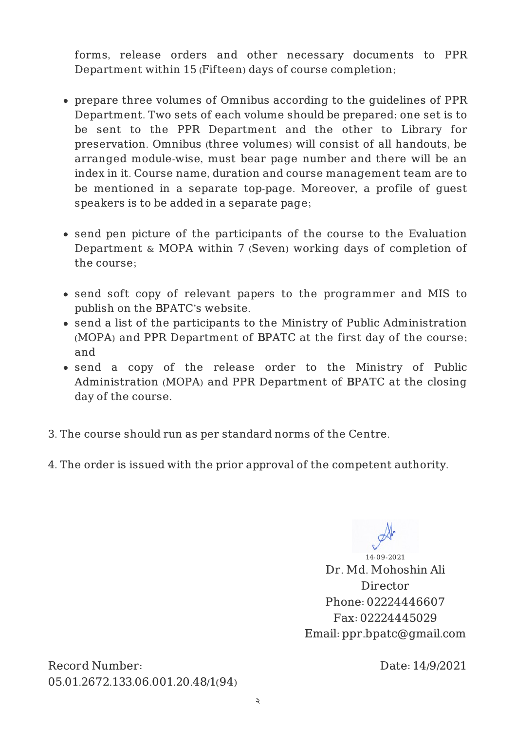forms, release orders and other necessary documents to PPR Department within 15 (Fifteen) days of course completion;

- prepare three volumes of Omnibus according to the guidelines of PPR Department. Two sets of each volume should be prepared; one set is to be sent to the PPR Department and the other to Library for preservation. Omnibus (three volumes) will consist of all handouts, be arranged module-wise, must bear page number and there will be an index in it. Course name, duration and course management team are to be mentioned in a separate top-page. Moreover, a profile of guest speakers is to be added in a separate page;
- send pen picture of the participants of the course to the Evaluation Department & MOPA within 7 (Seven) working days of completion of the course;
- send soft copy of relevant papers to the programmer and MIS to publish on the BPATC's website.
- send a list of the participants to the Ministry of Public Administration (MOPA) and PPR Department of BPATC at the first day of the course; and
- send a copy of the release order to the Ministry of Public Administration (MOPA) and PPR Department of BPATC at the closing day of the course.

3. The course should run as per standard norms of the Centre.

4. The order is issued with the prior approval of the competent authority.

14-09-2021

Dr. Md. Mohoshin Ali
Director
Phone: 02224446607
Fax: 02224445029
Email: ppr.bpatc@gmail.com

Record Number: 05.01.2672.133.06.001.20.48/1(94)

Date: 14/9/2021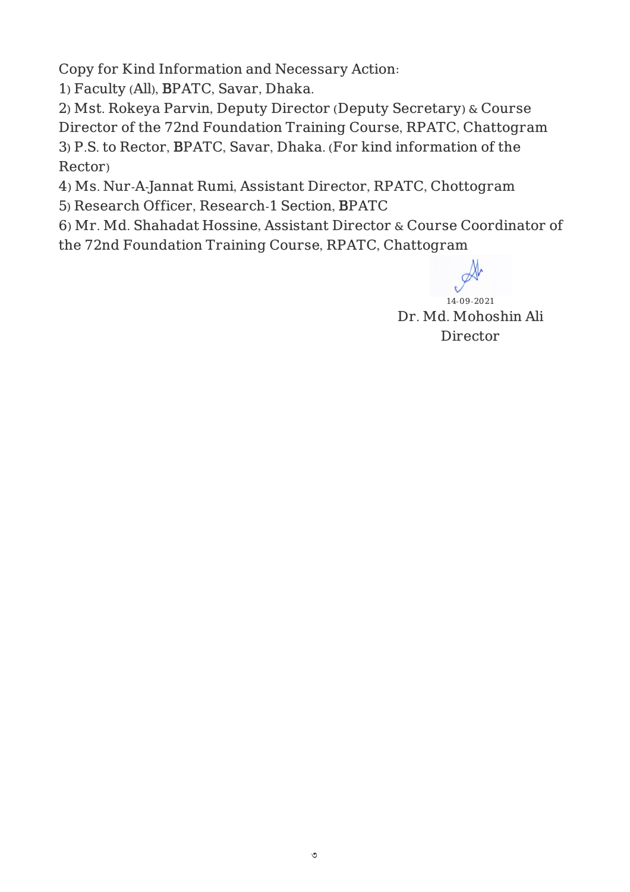Copy for Kind Information and Necessary Action:

1) Faculty (All), BPATC, Savar, Dhaka.
2) Mst. Rokeya Parvin, Deputy Director (Deputy Secretary) & Course Director of the 72nd Foundation Training Course, RPATC, Chattogram
3) P.S. to Rector, BPATC, Savar, Dhaka. (For kind information of the Rector)
4) Ms. Nur-A-Jannat Rumi, Assistant Director, RPATC, Chottogram
5) Research Officer, Research-1 Section, BPATC
6) Mr. Md. Shahadat Hossine, Assistant Director & Course Coordinator of the 72nd Foundation Training Course, RPATC, Chattogram

14-09-2021

Dr. Md. Mohoshin Ali
Director